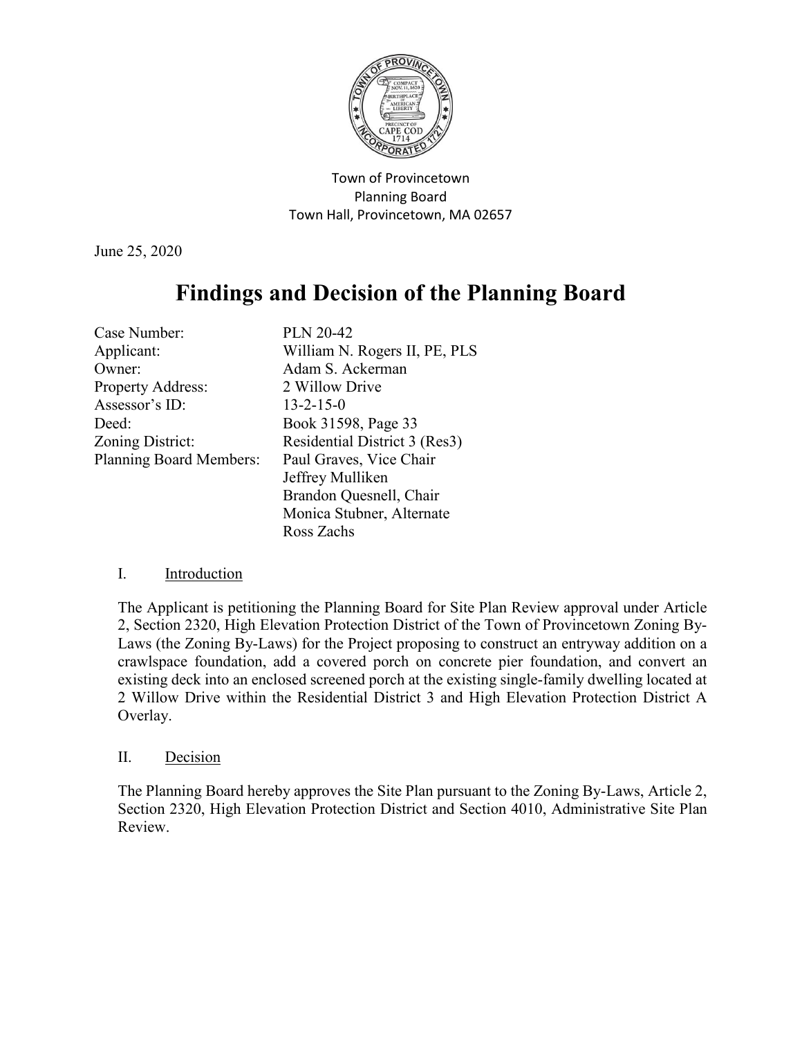Town of Provincetown
Planning Board
Town Hall, Provincetown, MA 02657

June 25, 2020

# Findings and Decision of the Planning Board

| | |
|---|---|
| Case Number: | PLN 20-42 |
| Applicant: | William N. Rogers II, PE, PLS |
| Owner: | Adam S. Ackerman |
| Property Address: | 2 Willow Drive |
| Assessor's ID: | 13-2-15-0 |
| Deed: | Book 31598, Page 33 |
| Zoning District: | Residential District 3 (Res3) |
| Planning Board Members: | Paul Graves, Vice Chair |
| | Jeffrey Mulliken |
| | Brandon Quesnell, Chair |
| | Monica Stubner, Alternate |
| | Ross Zachs |

## I. Introduction

The Applicant is petitioning the Planning Board for Site Plan Review approval under Article 2, Section 2320, High Elevation Protection District of the Town of Provincetown Zoning By-Laws (the Zoning By-Laws) for the Project proposing to construct an entryway addition on a crawlspace foundation, add a covered porch on concrete pier foundation, and convert an existing deck into an enclosed screened porch at the existing single-family dwelling located at 2 Willow Drive within the Residential District 3 and High Elevation Protection District A Overlay.

## II. Decision

The Planning Board hereby approves the Site Plan pursuant to the Zoning By-Laws, Article 2, Section 2320, High Elevation Protection District and Section 4010, Administrative Site Plan Review.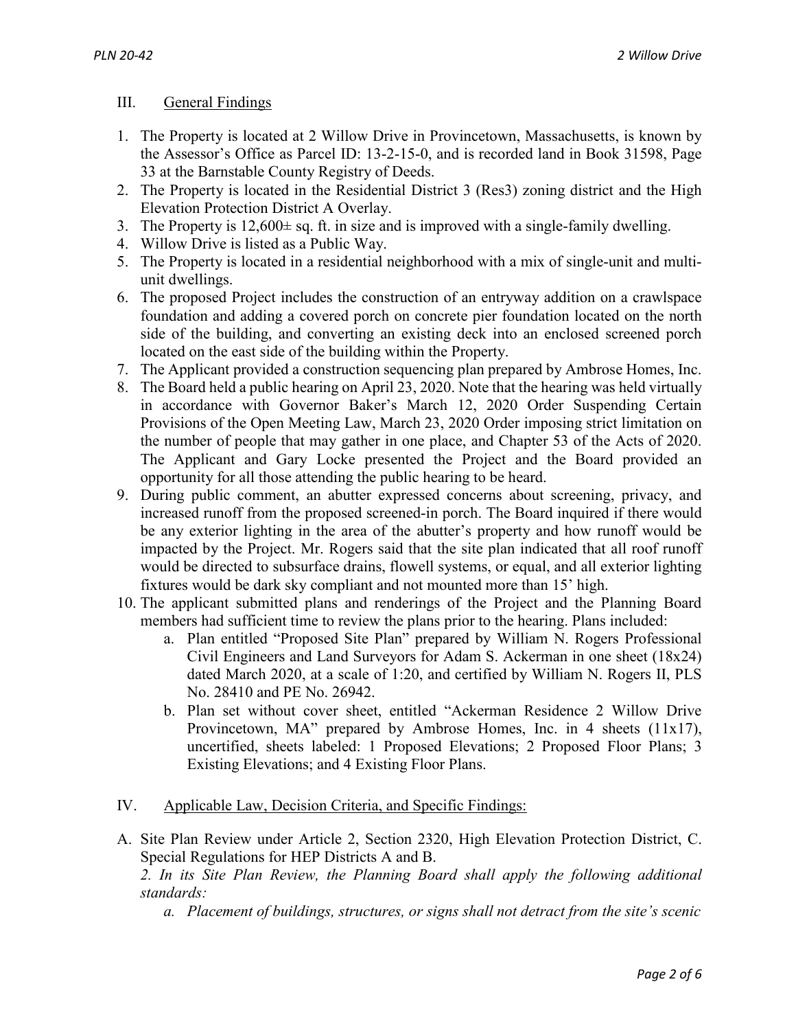## III. General Findings

1. The Property is located at 2 Willow Drive in Provincetown, Massachusetts, is known by the Assessor's Office as Parcel ID: 13-2-15-0, and is recorded land in Book 31598, Page 33 at the Barnstable County Registry of Deeds.
2. The Property is located in the Residential District 3 (Res3) zoning district and the High Elevation Protection District A Overlay.
3. The Property is 12,600± sq. ft. in size and is improved with a single-family dwelling.
4. Willow Drive is listed as a Public Way.
5. The Property is located in a residential neighborhood with a mix of single-unit and multi-unit dwellings.
6. The proposed Project includes the construction of an entryway addition on a crawlspace foundation and adding a covered porch on concrete pier foundation located on the north side of the building, and converting an existing deck into an enclosed screened porch located on the east side of the building within the Property.
7. The Applicant provided a construction sequencing plan prepared by Ambrose Homes, Inc.
8. The Board held a public hearing on April 23, 2020. Note that the hearing was held virtually in accordance with Governor Baker's March 12, 2020 Order Suspending Certain Provisions of the Open Meeting Law, March 23, 2020 Order imposing strict limitation on the number of people that may gather in one place, and Chapter 53 of the Acts of 2020. The Applicant and Gary Locke presented the Project and the Board provided an opportunity for all those attending the public hearing to be heard.
9. During public comment, an abutter expressed concerns about screening, privacy, and increased runoff from the proposed screened-in porch. The Board inquired if there would be any exterior lighting in the area of the abutter's property and how runoff would be impacted by the Project. Mr. Rogers said that the site plan indicated that all roof runoff would be directed to subsurface drains, flowell systems, or equal, and all exterior lighting fixtures would be dark sky compliant and not mounted more than 15' high.
10. The applicant submitted plans and renderings of the Project and the Planning Board members had sufficient time to review the plans prior to the hearing. Plans included:
    a. Plan entitled "Proposed Site Plan" prepared by William N. Rogers Professional Civil Engineers and Land Surveyors for Adam S. Ackerman in one sheet (18x24) dated March 2020, at a scale of 1:20, and certified by William N. Rogers II, PLS No. 28410 and PE No. 26942.
    b. Plan set without cover sheet, entitled "Ackerman Residence 2 Willow Drive Provincetown, MA" prepared by Ambrose Homes, Inc. in 4 sheets (11x17), uncertified, sheets labeled: 1 Proposed Elevations; 2 Proposed Floor Plans; 3 Existing Elevations; and 4 Existing Floor Plans.

## IV. Applicable Law, Decision Criteria, and Specific Findings:

A. Site Plan Review under Article 2, Section 2320, High Elevation Protection District, C. Special Regulations for HEP Districts A and B.

*2. In its Site Plan Review, the Planning Board shall apply the following additional standards:*

*a. Placement of buildings, structures, or signs shall not detract from the site's scenic*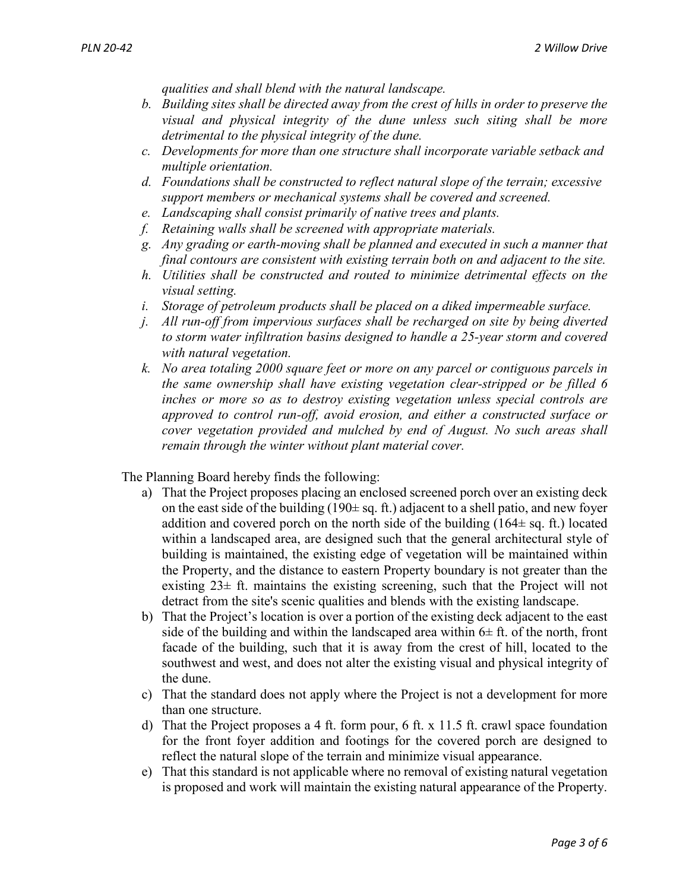*qualities and shall blend with the natural landscape.*

b. *Building sites shall be directed away from the crest of hills in order to preserve the visual and physical integrity of the dune unless such siting shall be more detrimental to the physical integrity of the dune.*
c. *Developments for more than one structure shall incorporate variable setback and multiple orientation.*
d. *Foundations shall be constructed to reflect natural slope of the terrain; excessive support members or mechanical systems shall be covered and screened.*
e. *Landscaping shall consist primarily of native trees and plants.*
f. *Retaining walls shall be screened with appropriate materials.*
g. *Any grading or earth-moving shall be planned and executed in such a manner that final contours are consistent with existing terrain both on and adjacent to the site.*
h. *Utilities shall be constructed and routed to minimize detrimental effects on the visual setting.*
i. *Storage of petroleum products shall be placed on a diked impermeable surface.*
j. *All run-off from impervious surfaces shall be recharged on site by being diverted to storm water infiltration basins designed to handle a 25-year storm and covered with natural vegetation.*
k. *No area totaling 2000 square feet or more on any parcel or contiguous parcels in the same ownership shall have existing vegetation clear-stripped or be filled 6 inches or more so as to destroy existing vegetation unless special controls are approved to control run-off, avoid erosion, and either a constructed surface or cover vegetation provided and mulched by end of August. No such areas shall remain through the winter without plant material cover.*

The Planning Board hereby finds the following:

a) That the Project proposes placing an enclosed screened porch over an existing deck on the east side of the building (190± sq. ft.) adjacent to a shell patio, and new foyer addition and covered porch on the north side of the building (164± sq. ft.) located within a landscaped area, are designed such that the general architectural style of building is maintained, the existing edge of vegetation will be maintained within the Property, and the distance to eastern Property boundary is not greater than the existing 23± ft. maintains the existing screening, such that the Project will not detract from the site's scenic qualities and blends with the existing landscape.
b) That the Project's location is over a portion of the existing deck adjacent to the east side of the building and within the landscaped area within 6± ft. of the north, front facade of the building, such that it is away from the crest of hill, located to the southwest and west, and does not alter the existing visual and physical integrity of the dune.
c) That the standard does not apply where the Project is not a development for more than one structure.
d) That the Project proposes a 4 ft. form pour, 6 ft. x 11.5 ft. crawl space foundation for the front foyer addition and footings for the covered porch are designed to reflect the natural slope of the terrain and minimize visual appearance.
e) That this standard is not applicable where no removal of existing natural vegetation is proposed and work will maintain the existing natural appearance of the Property.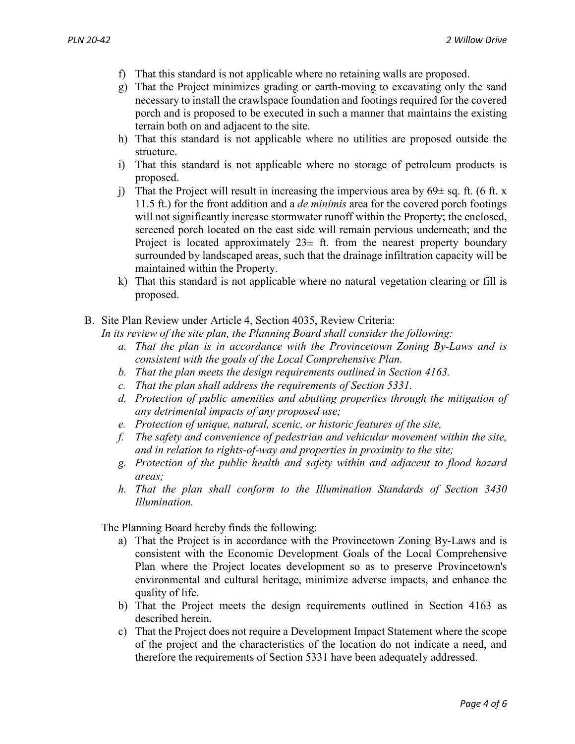f) That this standard is not applicable where no retaining walls are proposed.
g) That the Project minimizes grading or earth-moving to excavating only the sand necessary to install the crawlspace foundation and footings required for the covered porch and is proposed to be executed in such a manner that maintains the existing terrain both on and adjacent to the site.
h) That this standard is not applicable where no utilities are proposed outside the structure.
i) That this standard is not applicable where no storage of petroleum products is proposed.
j) That the Project will result in increasing the impervious area by 69± sq. ft. (6 ft. x 11.5 ft.) for the front addition and a *de minimis* area for the covered porch footings will not significantly increase stormwater runoff within the Property; the enclosed, screened porch located on the east side will remain pervious underneath; and the Project is located approximately 23± ft. from the nearest property boundary surrounded by landscaped areas, such that the drainage infiltration capacity will be maintained within the Property.
k) That this standard is not applicable where no natural vegetation clearing or fill is proposed.

B. Site Plan Review under Article 4, Section 4035, Review Criteria:
*In its review of the site plan, the Planning Board shall consider the following:*

*a. That the plan is in accordance with the Provincetown Zoning By-Laws and is consistent with the goals of the Local Comprehensive Plan.*
*b. That the plan meets the design requirements outlined in Section 4163.*
*c. That the plan shall address the requirements of Section 5331.*
*d. Protection of public amenities and abutting properties through the mitigation of any detrimental impacts of any proposed use;*
*e. Protection of unique, natural, scenic, or historic features of the site,*
*f. The safety and convenience of pedestrian and vehicular movement within the site, and in relation to rights-of-way and properties in proximity to the site;*
*g. Protection of the public health and safety within and adjacent to flood hazard areas;*
*h. That the plan shall conform to the Illumination Standards of Section 3430 Illumination.*

The Planning Board hereby finds the following:

a) That the Project is in accordance with the Provincetown Zoning By-Laws and is consistent with the Economic Development Goals of the Local Comprehensive Plan where the Project locates development so as to preserve Provincetown's environmental and cultural heritage, minimize adverse impacts, and enhance the quality of life.
b) That the Project meets the design requirements outlined in Section 4163 as described herein.
c) That the Project does not require a Development Impact Statement where the scope of the project and the characteristics of the location do not indicate a need, and therefore the requirements of Section 5331 have been adequately addressed.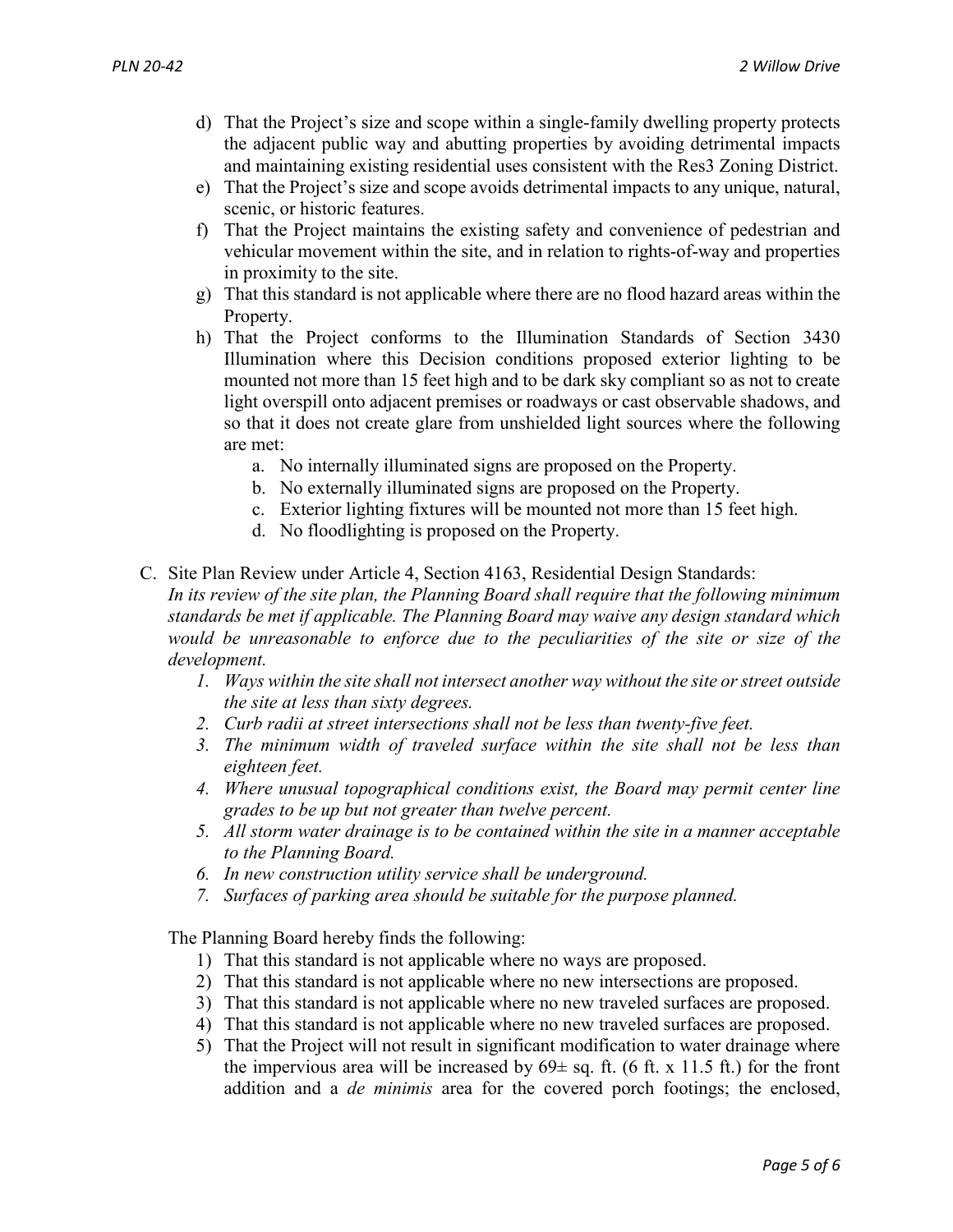d) That the Project's size and scope within a single-family dwelling property protects the adjacent public way and abutting properties by avoiding detrimental impacts and maintaining existing residential uses consistent with the Res3 Zoning District.
e) That the Project's size and scope avoids detrimental impacts to any unique, natural, scenic, or historic features.
f) That the Project maintains the existing safety and convenience of pedestrian and vehicular movement within the site, and in relation to rights-of-way and properties in proximity to the site.
g) That this standard is not applicable where there are no flood hazard areas within the Property.
h) That the Project conforms to the Illumination Standards of Section 3430 Illumination where this Decision conditions proposed exterior lighting to be mounted not more than 15 feet high and to be dark sky compliant so as not to create light overspill onto adjacent premises or roadways or cast observable shadows, and so that it does not create glare from unshielded light sources where the following are met:
   a. No internally illuminated signs are proposed on the Property.
   b. No externally illuminated signs are proposed on the Property.
   c. Exterior lighting fixtures will be mounted not more than 15 feet high.
   d. No floodlighting is proposed on the Property.

C. Site Plan Review under Article 4, Section 4163, Residential Design Standards:
*In its review of the site plan, the Planning Board shall require that the following minimum standards be met if applicable. The Planning Board may waive any design standard which would be unreasonable to enforce due to the peculiarities of the site or size of the development.*
   1. *Ways within the site shall not intersect another way without the site or street outside the site at less than sixty degrees.*
   2. *Curb radii at street intersections shall not be less than twenty-five feet.*
   3. *The minimum width of traveled surface within the site shall not be less than eighteen feet.*
   4. *Where unusual topographical conditions exist, the Board may permit center line grades to be up but not greater than twelve percent.*
   5. *All storm water drainage is to be contained within the site in a manner acceptable to the Planning Board.*
   6. *In new construction utility service shall be underground.*
   7. *Surfaces of parking area should be suitable for the purpose planned.*

The Planning Board hereby finds the following:
   1) That this standard is not applicable where no ways are proposed.
   2) That this standard is not applicable where no new intersections are proposed.
   3) That this standard is not applicable where no new traveled surfaces are proposed.
   4) That this standard is not applicable where no new traveled surfaces are proposed.
   5) That the Project will not result in significant modification to water drainage where the impervious area will be increased by 69± sq. ft. (6 ft. x 11.5 ft.) for the front addition and a *de minimis* area for the covered porch footings; the enclosed,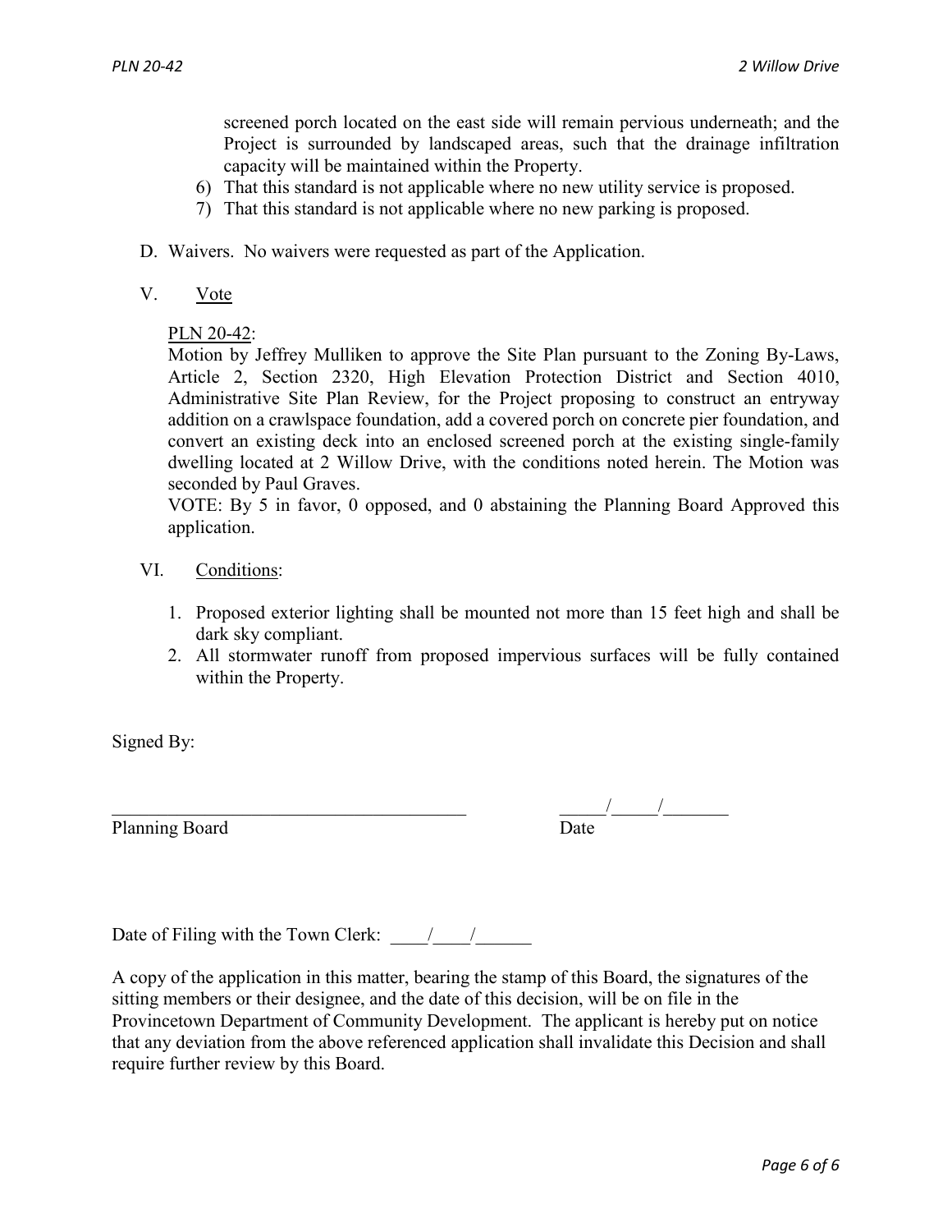screened porch located on the east side will remain pervious underneath; and the Project is surrounded by landscaped areas, such that the drainage infiltration capacity will be maintained within the Property.

6) That this standard is not applicable where no new utility service is proposed.
7) That this standard is not applicable where no new parking is proposed.

D. Waivers. No waivers were requested as part of the Application.

V. Vote

PLN 20-42:

Motion by Jeffrey Mulliken to approve the Site Plan pursuant to the Zoning By-Laws, Article 2, Section 2320, High Elevation Protection District and Section 4010, Administrative Site Plan Review, for the Project proposing to construct an entryway addition on a crawlspace foundation, add a covered porch on concrete pier foundation, and convert an existing deck into an enclosed screened porch at the existing single-family dwelling located at 2 Willow Drive, with the conditions noted herein. The Motion was seconded by Paul Graves.

VOTE: By 5 in favor, 0 opposed, and 0 abstaining the Planning Board Approved this application.

VI. Conditions:

1. Proposed exterior lighting shall be mounted not more than 15 feet high and shall be dark sky compliant.
2. All stormwater runoff from proposed impervious surfaces will be fully contained within the Property.

Signed By:

_______________________________________ _____/_____/_______

Planning Board Date

Date of Filing with the Town Clerk: ____/____/______

A copy of the application in this matter, bearing the stamp of this Board, the signatures of the sitting members or their designee, and the date of this decision, will be on file in the Provincetown Department of Community Development. The applicant is hereby put on notice that any deviation from the above referenced application shall invalidate this Decision and shall require further review by this Board.